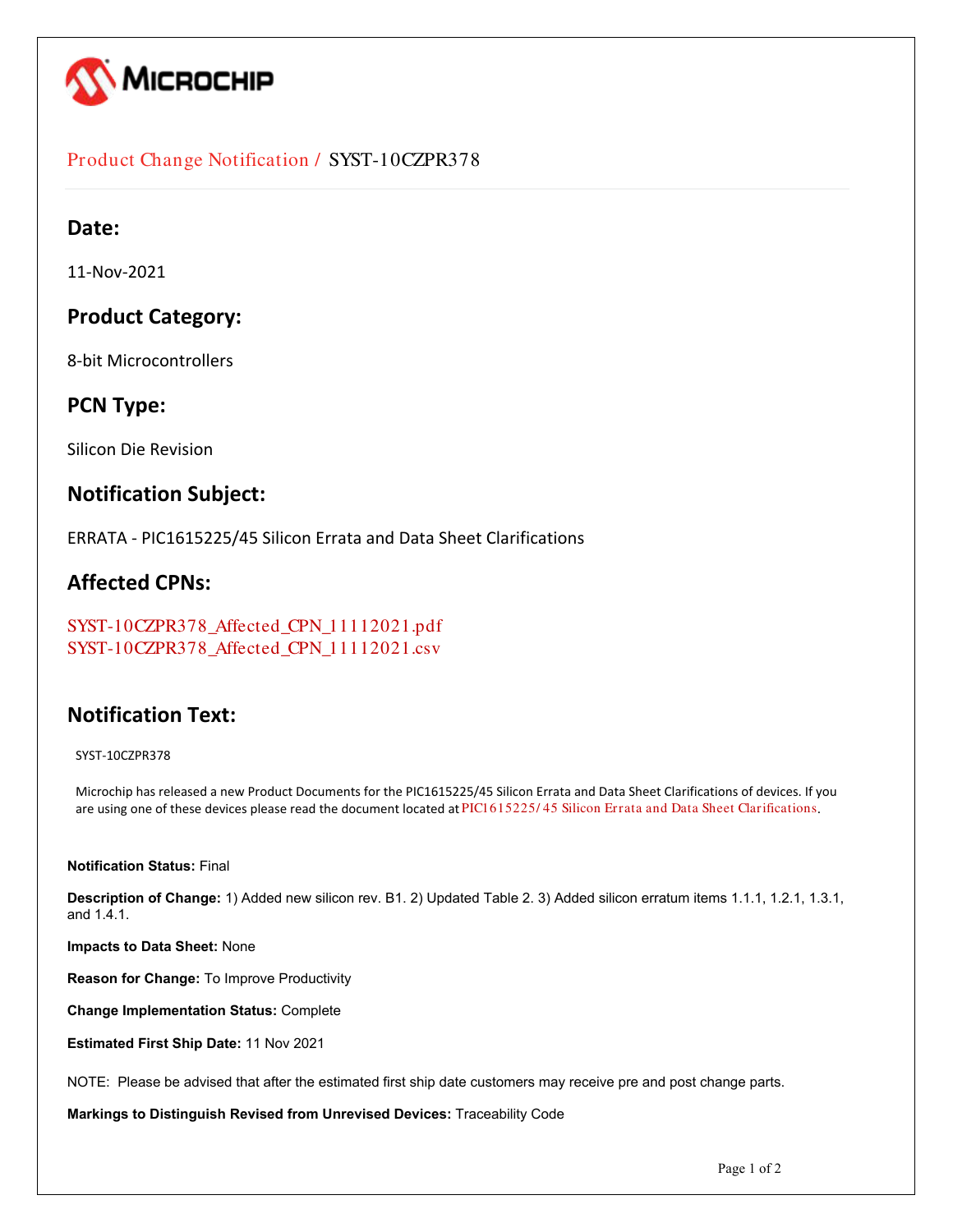MICROCHIP

Product Change Notification / SYST-10CZPR378

## Date:

11-Nov-2021

## Product Category:

8-bit Microcontrollers

## PCN Type:

Silicon Die Revision

## Notification Subject:

ERRATA - PIC1615225/45 Silicon Errata and Data Sheet Clarifications

## Affected CPNs:

SYST-10CZPR378_Affected_CPN_11112021.pdf
SYST-10CZPR378_Affected_CPN_11112021.csv

## Notification Text:

SYST-10CZPR378

Microchip has released a new Product Documents for the PIC1615225/45 Silicon Errata and Data Sheet Clarifications of devices. If you are using one of these devices please read the document located at PIC1615225/45 Silicon Errata and Data Sheet Clarifications.

**Notification Status:** Final

**Description of Change:** 1) Added new silicon rev. B1. 2) Updated Table 2. 3) Added silicon erratum items 1.1.1, 1.2.1, 1.3.1, and 1.4.1.

**Impacts to Data Sheet:** None

**Reason for Change:** To Improve Productivity

**Change Implementation Status:** Complete

**Estimated First Ship Date:** 11 Nov 2021

NOTE: Please be advised that after the estimated first ship date customers may receive pre and post change parts.

**Markings to Distinguish Revised from Unrevised Devices:** Traceability Code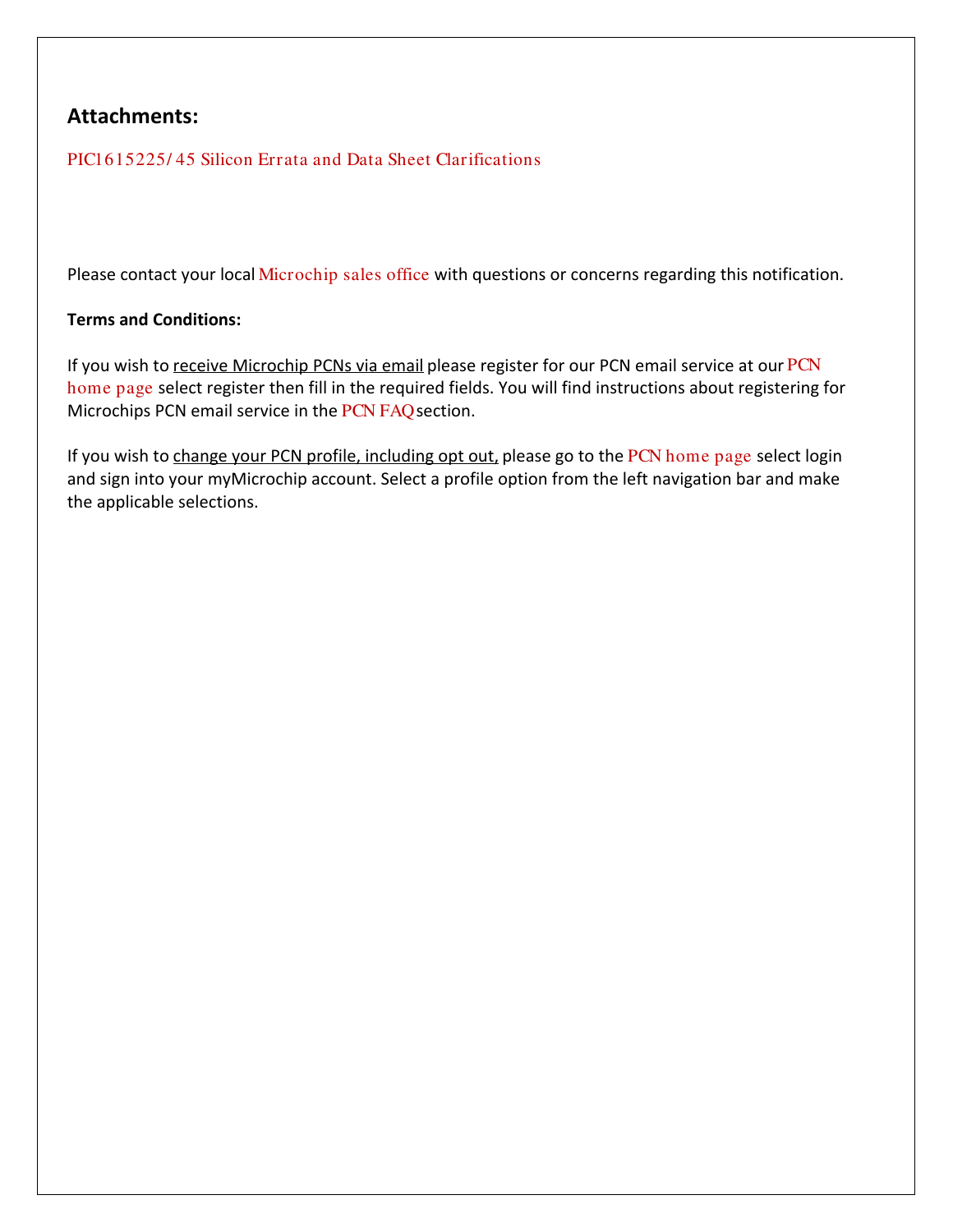## Attachments:

PIC1615225/45 Silicon Errata and Data Sheet Clarifications

Please contact your local Microchip sales office with questions or concerns regarding this notification.

**Terms and Conditions:**

If you wish to receive Microchip PCNs via email please register for our PCN email service at our PCN home page select register then fill in the required fields. You will find instructions about registering for Microchips PCN email service in the PCN FAQ section.

If you wish to change your PCN profile, including opt out, please go to the PCN home page select login and sign into your myMicrochip account. Select a profile option from the left navigation bar and make the applicable selections.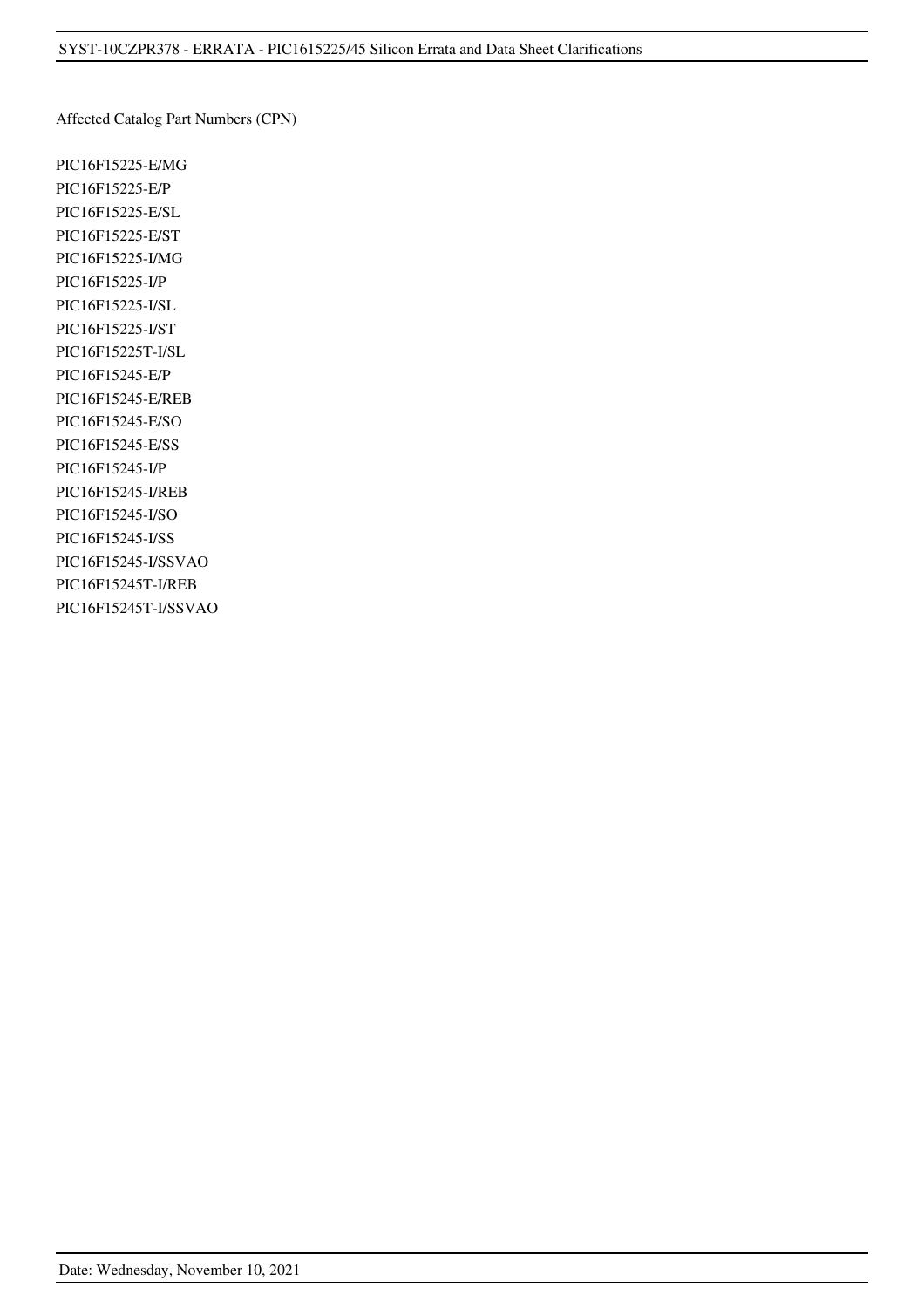Affected Catalog Part Numbers (CPN)

PIC16F15225-E/MG
PIC16F15225-E/P
PIC16F15225-E/SL
PIC16F15225-E/ST
PIC16F15225-I/MG
PIC16F15225-I/P
PIC16F15225-I/SL
PIC16F15225-I/ST
PIC16F15225T-I/SL
PIC16F15245-E/P
PIC16F15245-E/REB
PIC16F15245-E/SO
PIC16F15245-E/SS
PIC16F15245-I/P
PIC16F15245-I/REB
PIC16F15245-I/SO
PIC16F15245-I/SS
PIC16F15245-I/SSVAO
PIC16F15245T-I/REB
PIC16F15245T-I/SSVAO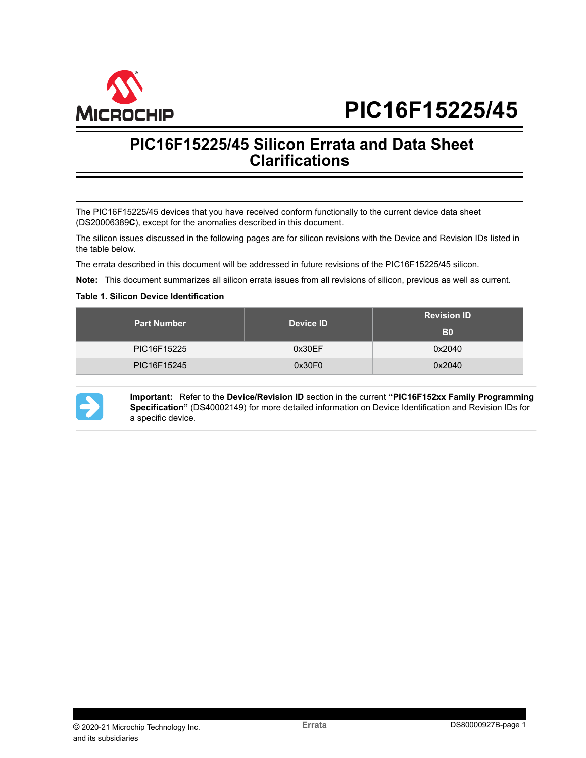# PIC16F15225/45

## PIC16F15225/45 Silicon Errata and Data Sheet Clarifications

The PIC16F15225/45 devices that you have received conform functionally to the current device data sheet (DS20006389**C**), except for the anomalies described in this document.

The silicon issues discussed in the following pages are for silicon revisions with the Device and Revision IDs listed in the table below.

The errata described in this document will be addressed in future revisions of the PIC16F15225/45 silicon.

**Note:** This document summarizes all silicon errata issues from all revisions of silicon, previous as well as current.

**Table 1. Silicon Device Identification**

| Part Number | Device ID | Revision ID |
|---|---|---|
| | | **B0** |
| PIC16F15225 | 0x30EF | 0x2040 |
| PIC16F15245 | 0x30F0 | 0x2040 |

**Important:** Refer to the **Device/Revision ID** section in the current **"PIC16F152xx Family Programming Specification"** (DS40002149) for more detailed information on Device Identification and Revision IDs for a specific device.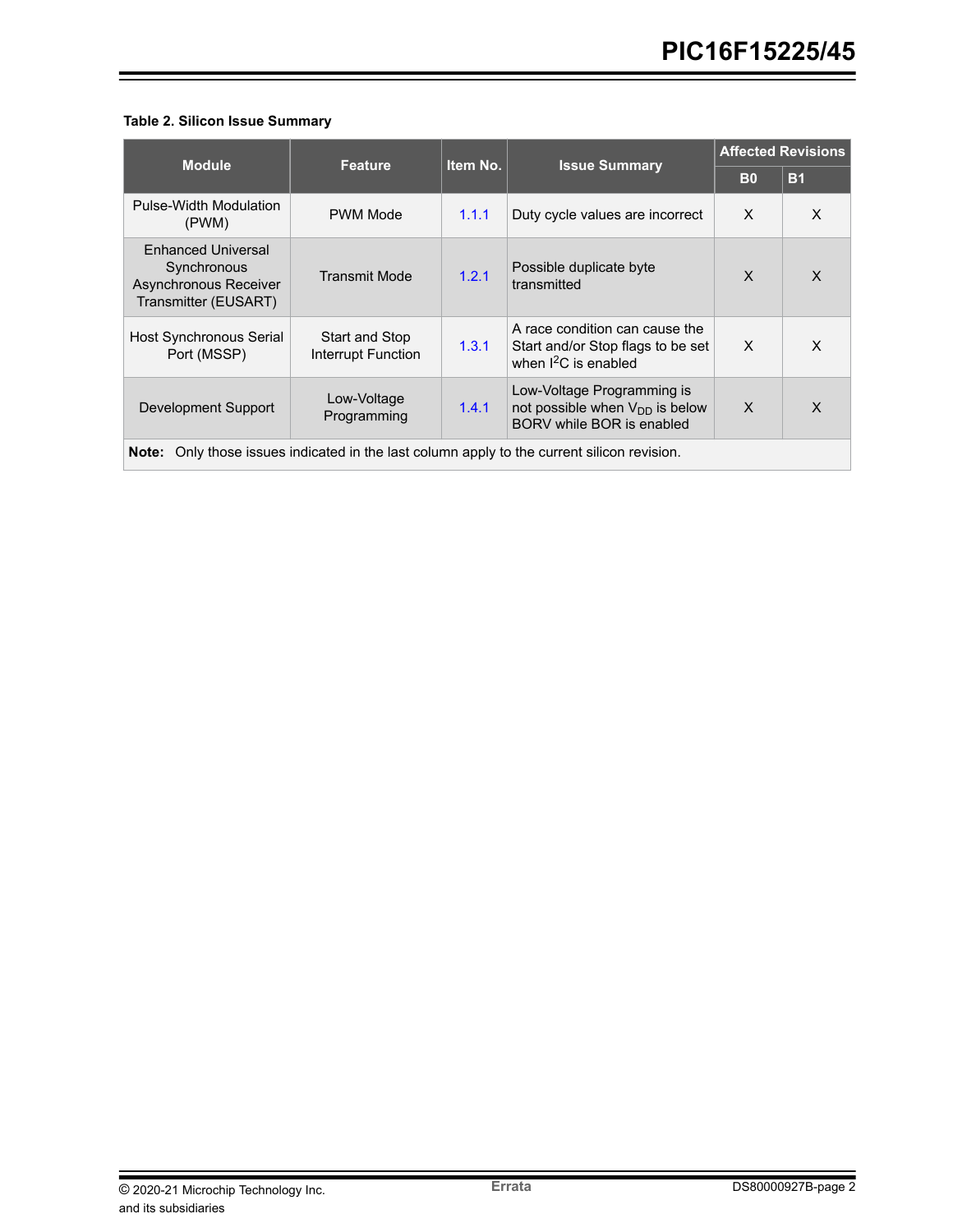**Table 2. Silicon Issue Summary**

| Module | Feature | Item No. | Issue Summary | Affected Revisions | |
|---|---|---|---|---|---|
| | | | | B0 | B1 |
| Pulse-Width Modulation (PWM) | PWM Mode | 1.1.1 | Duty cycle values are incorrect | X | X |
| Enhanced Universal Synchronous Asynchronous Receiver Transmitter (EUSART) | Transmit Mode | 1.2.1 | Possible duplicate byte transmitted | X | X |
| Host Synchronous Serial Port (MSSP) | Start and Stop Interrupt Function | 1.3.1 | A race condition can cause the Start and/or Stop flags to be set when $I^2C$ is enabled | X | X |
| Development Support | Low-Voltage Programming | 1.4.1 | Low-Voltage Programming is not possible when $V_{DD}$ is below BORV while BOR is enabled | X | X |

**Note:** Only those issues indicated in the last column apply to the current silicon revision.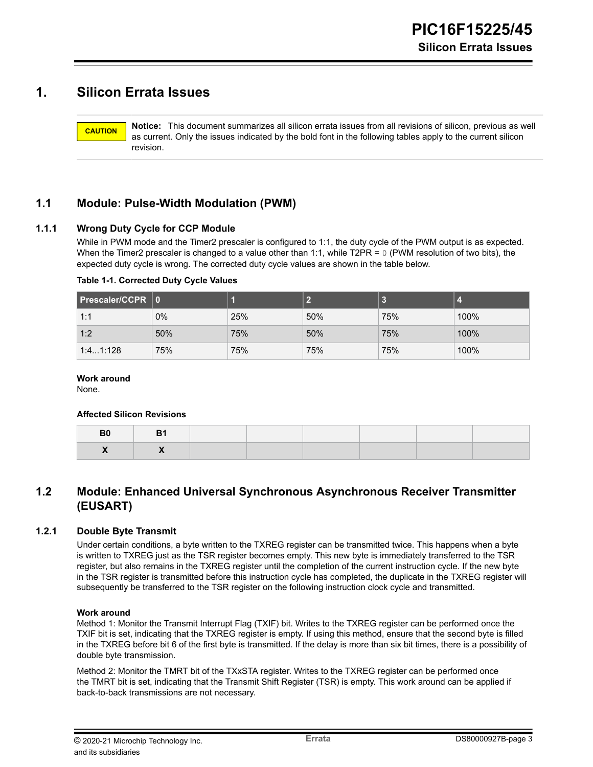# 1. Silicon Errata Issues

**CAUTION**

**Notice:** This document summarizes all silicon errata issues from all revisions of silicon, previous as well as current. Only the issues indicated by the bold font in the following tables apply to the current silicon revision.

## 1.1 Module: Pulse-Width Modulation (PWM)

### 1.1.1 Wrong Duty Cycle for CCP Module

While in PWM mode and the Timer2 prescaler is configured to 1:1, the duty cycle of the PWM output is as expected. When the Timer2 prescaler is changed to a value other than 1:1, while T2PR = 0 (PWM resolution of two bits), the expected duty cycle is wrong. The corrected duty cycle values are shown in the table below.

**Table 1-1. Corrected Duty Cycle Values**

| Prescaler/CCPR | 0 | 1 | 2 | 3 | 4 |
|---|---|---|---|---|---|
| 1:1 | 0% | 25% | 50% | 75% | 100% |
| 1:2 | 50% | 75% | 50% | 75% | 100% |
| 1:4...1:128 | 75% | 75% | 75% | 75% | 100% |

**Work around**

None.

**Affected Silicon Revisions**

| B0 | B1 | | | | | | |
|---|---|---|---|---|---|---|---|
| X | X | | | | | | |

## 1.2 Module: Enhanced Universal Synchronous Asynchronous Receiver Transmitter (EUSART)

### 1.2.1 Double Byte Transmit

Under certain conditions, a byte written to the TXREG register can be transmitted twice. This happens when a byte is written to TXREG just as the TSR register becomes empty. This new byte is immediately transferred to the TSR register, but also remains in the TXREG register until the completion of the current instruction cycle. If the new byte in the TSR register is transmitted before this instruction cycle has completed, the duplicate in the TXREG register will subsequently be transferred to the TSR register on the following instruction clock cycle and transmitted.

**Work around**

Method 1: Monitor the Transmit Interrupt Flag (TXIF) bit. Writes to the TXREG register can be performed once the TXIF bit is set, indicating that the TXREG register is empty. If using this method, ensure that the second byte is filled in the TXREG before bit 6 of the first byte is transmitted. If the delay is more than six bit times, there is a possibility of double byte transmission.

Method 2: Monitor the TMRT bit of the TXxSTA register. Writes to the TXREG register can be performed once the TMRT bit is set, indicating that the Transmit Shift Register (TSR) is empty. This work around can be applied if back-to-back transmissions are not necessary.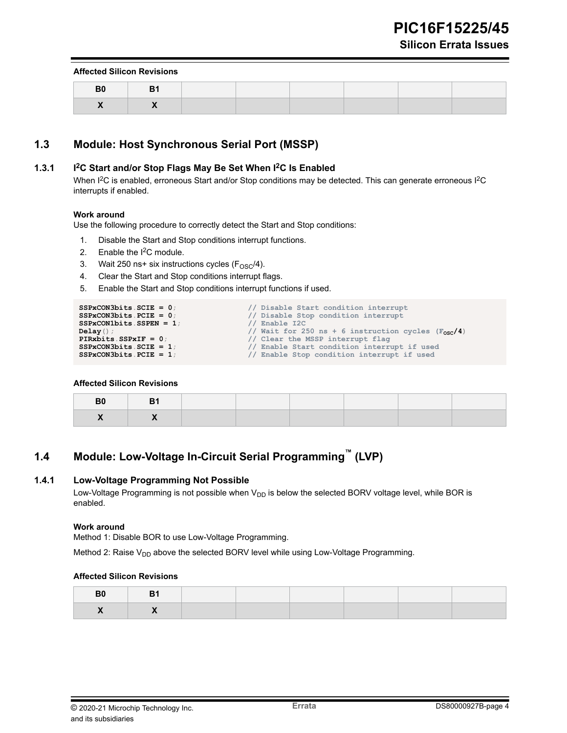**Affected Silicon Revisions**

| B0 | B1 | | | | | | |
|---|---|---|---|---|---|---|---|
| X | X | | | | | | |

## 1.3 Module: Host Synchronous Serial Port (MSSP)

### 1.3.1 I²C Start and/or Stop Flags May Be Set When I²C Is Enabled

When I²C is enabled, erroneous Start and/or Stop conditions may be detected. This can generate erroneous I²C interrupts if enabled.

**Work around**

Use the following procedure to correctly detect the Start and Stop conditions:

1. Disable the Start and Stop conditions interrupt functions.
2. Enable the I²C module.
3. Wait 250 ns+ six instructions cycles ($F_{OSC}/4$).
4. Clear the Start and Stop conditions interrupt flags.
5. Enable the Start and Stop conditions interrupt functions if used.

```
SSPxCON3bits.SCIE = 0;              // Disable Start condition interrupt
SSPxCON3bits.PCIE = 0;              // Disable Stop condition interrupt
SSPxCON1bits.SSPEN = 1;             // Enable I2C
Delay();                            // Wait for 250 ns + 6 instruction cycles (FOSC/4)
PIRxbits.SSPxIF = 0;                // Clear the MSSP interrupt flag
SSPxCON3bits.SCIE = 1;              // Enable Start condition interrupt if used
SSPxCON3bits.PCIE = 1;              // Enable Stop condition interrupt if used
```

**Affected Silicon Revisions**

| B0 | B1 | | | | | | |
|---|---|---|---|---|---|---|---|
| X | X | | | | | | |

## 1.4 Module: Low-Voltage In-Circuit Serial Programming™ (LVP)

### 1.4.1 Low-Voltage Programming Not Possible

Low-Voltage Programming is not possible when $V_{DD}$ is below the selected BORV voltage level, while BOR is enabled.

**Work around**

Method 1: Disable BOR to use Low-Voltage Programming.

Method 2: Raise $V_{DD}$ above the selected BORV level while using Low-Voltage Programming.

**Affected Silicon Revisions**

| B0 | B1 | | | | | | |
|---|---|---|---|---|---|---|---|
| X | X | | | | | | |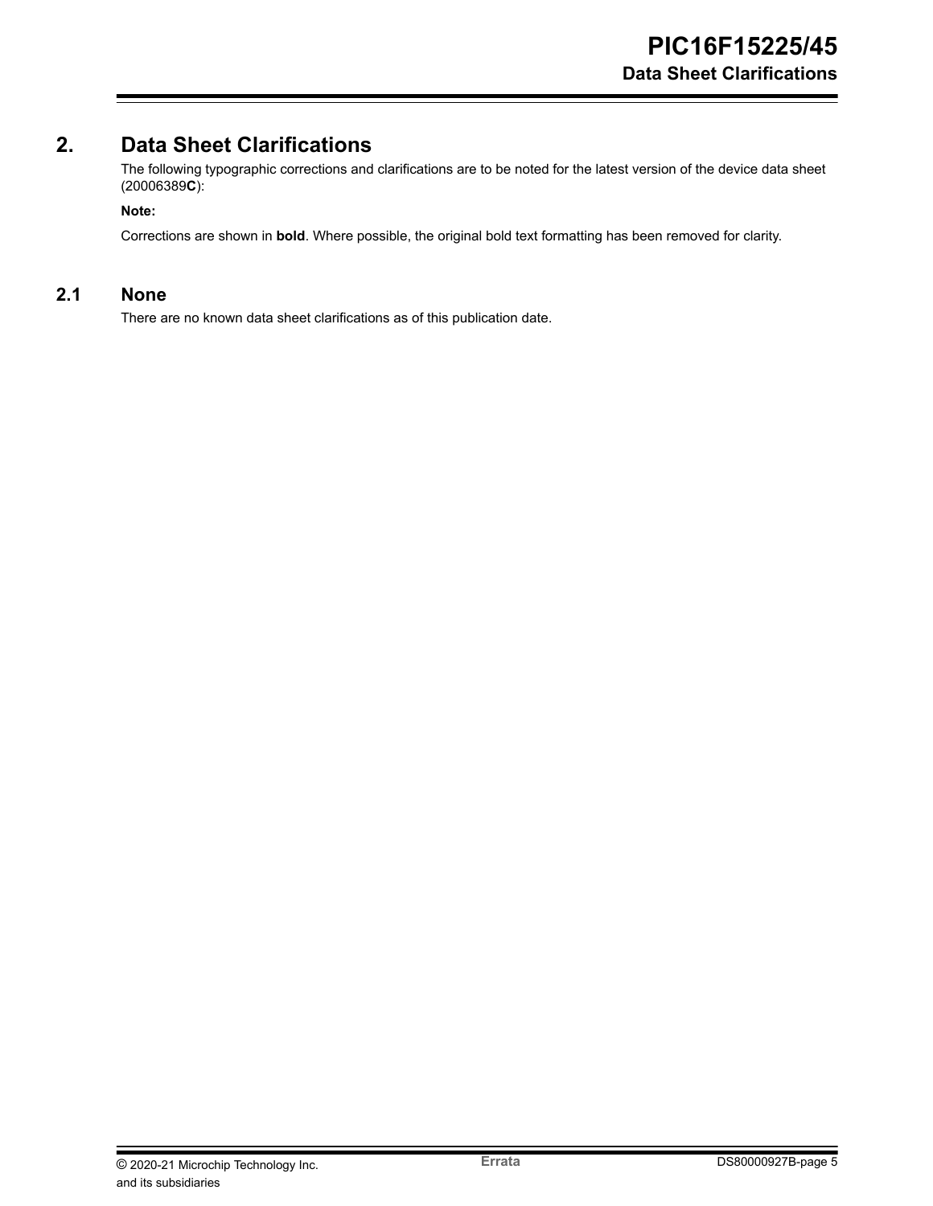## 2. Data Sheet Clarifications

The following typographic corrections and clarifications are to be noted for the latest version of the device data sheet (20006389**C**):

**Note:**

Corrections are shown in **bold**. Where possible, the original bold text formatting has been removed for clarity.

### 2.1 None

There are no known data sheet clarifications as of this publication date.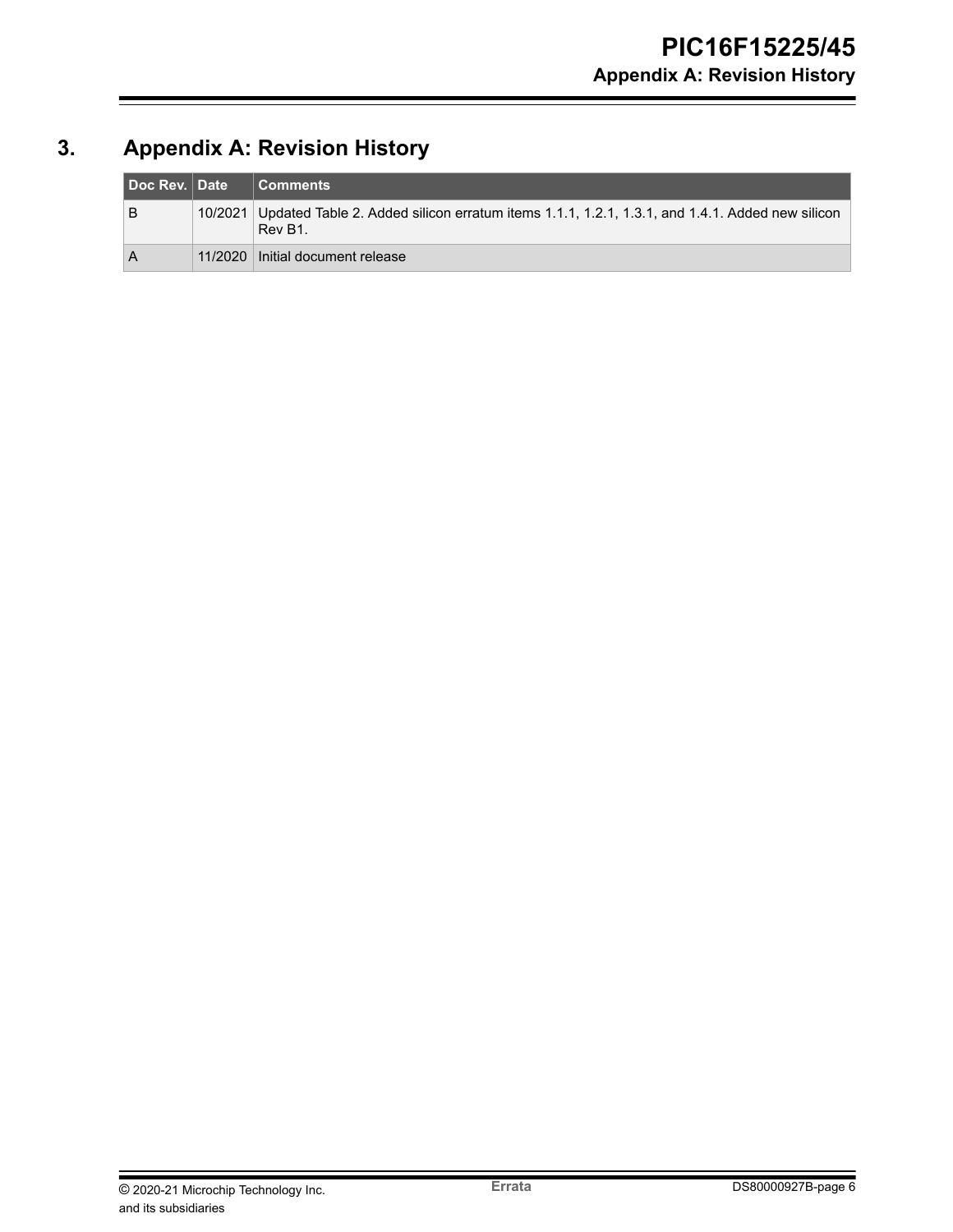# 3. Appendix A: Revision History

| Doc Rev. | Date | Comments |
|---|---|---|
| B | 10/2021 | Updated Table 2. Added silicon erratum items 1.1.1, 1.2.1, 1.3.1, and 1.4.1. Added new silicon Rev B1. |
| A | 11/2020 | Initial document release |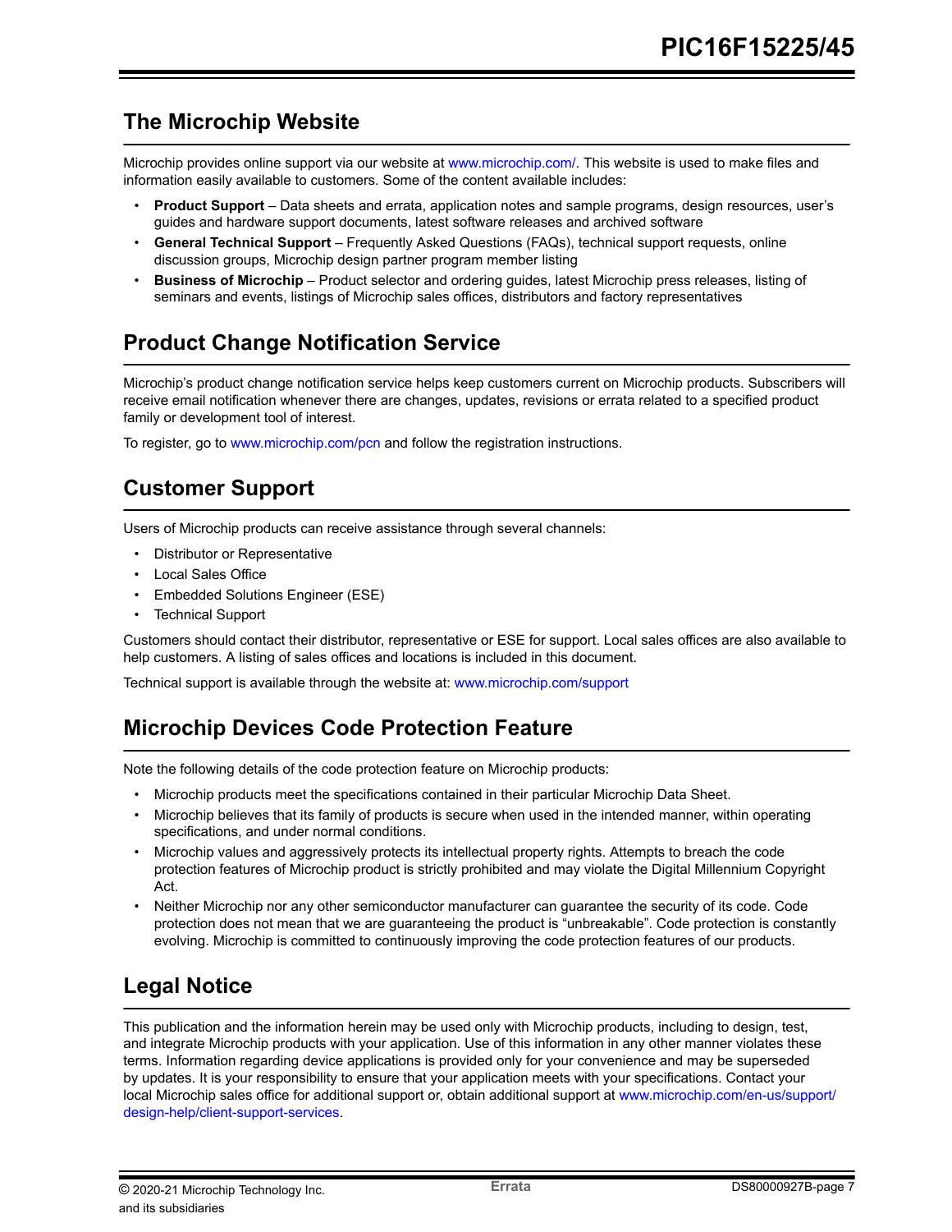## The Microchip Website

Microchip provides online support via our website at www.microchip.com/. This website is used to make files and information easily available to customers. Some of the content available includes:

- **Product Support** – Data sheets and errata, application notes and sample programs, design resources, user's guides and hardware support documents, latest software releases and archived software
- **General Technical Support** – Frequently Asked Questions (FAQs), technical support requests, online discussion groups, Microchip design partner program member listing
- **Business of Microchip** – Product selector and ordering guides, latest Microchip press releases, listing of seminars and events, listings of Microchip sales offices, distributors and factory representatives

## Product Change Notification Service

Microchip's product change notification service helps keep customers current on Microchip products. Subscribers will receive email notification whenever there are changes, updates, revisions or errata related to a specified product family or development tool of interest.

To register, go to www.microchip.com/pcn and follow the registration instructions.

## Customer Support

Users of Microchip products can receive assistance through several channels:

- Distributor or Representative
- Local Sales Office
- Embedded Solutions Engineer (ESE)
- Technical Support

Customers should contact their distributor, representative or ESE for support. Local sales offices are also available to help customers. A listing of sales offices and locations is included in this document.

Technical support is available through the website at: www.microchip.com/support

## Microchip Devices Code Protection Feature

Note the following details of the code protection feature on Microchip products:

- Microchip products meet the specifications contained in their particular Microchip Data Sheet.
- Microchip believes that its family of products is secure when used in the intended manner, within operating specifications, and under normal conditions.
- Microchip values and aggressively protects its intellectual property rights. Attempts to breach the code protection features of Microchip product is strictly prohibited and may violate the Digital Millennium Copyright Act.
- Neither Microchip nor any other semiconductor manufacturer can guarantee the security of its code. Code protection does not mean that we are guaranteeing the product is "unbreakable". Code protection is constantly evolving. Microchip is committed to continuously improving the code protection features of our products.

## Legal Notice

This publication and the information herein may be used only with Microchip products, including to design, test, and integrate Microchip products with your application. Use of this information in any other manner violates these terms. Information regarding device applications is provided only for your convenience and may be superseded by updates. It is your responsibility to ensure that your application meets with your specifications. Contact your local Microchip sales office for additional support or, obtain additional support at www.microchip.com/en-us/support/design-help/client-support-services.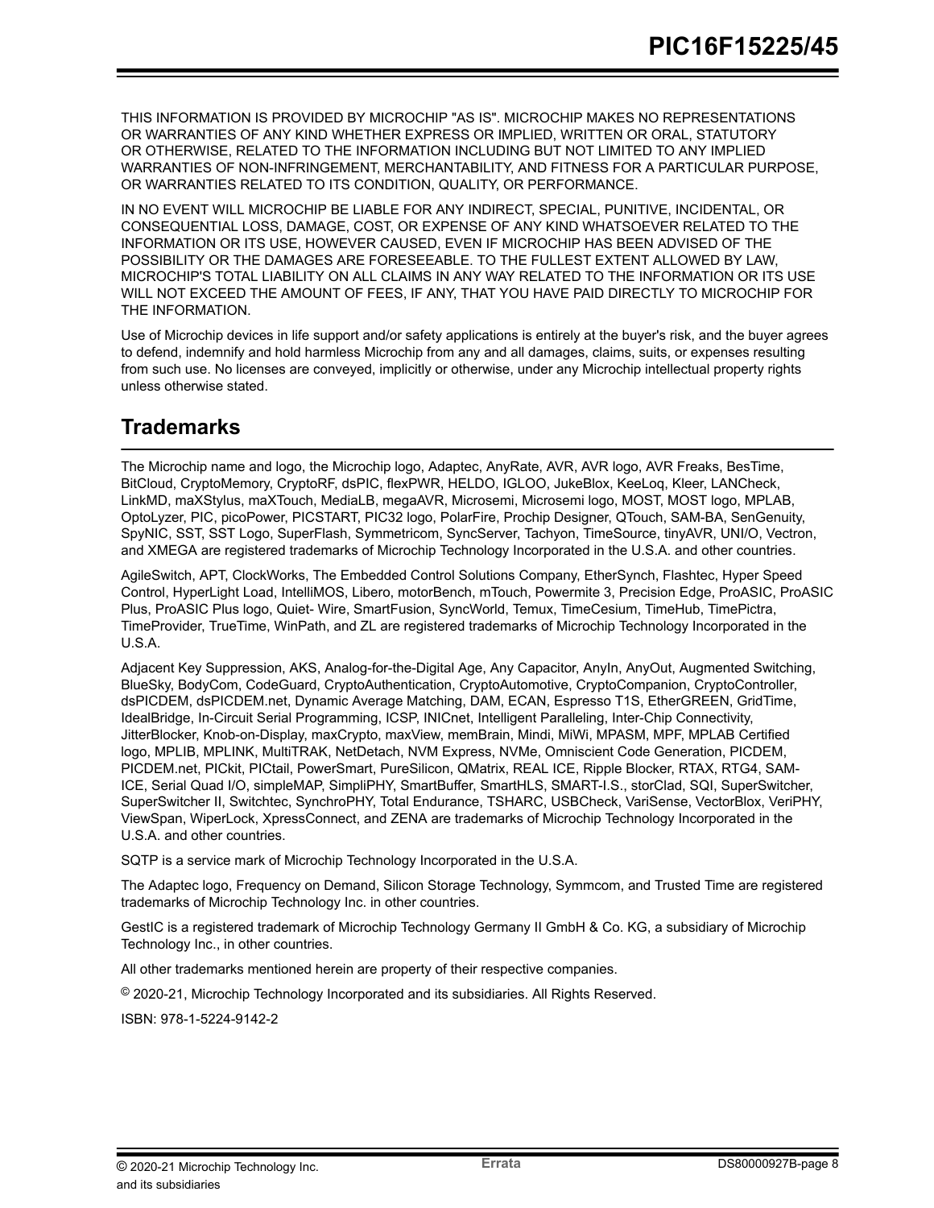THIS INFORMATION IS PROVIDED BY MICROCHIP "AS IS". MICROCHIP MAKES NO REPRESENTATIONS OR WARRANTIES OF ANY KIND WHETHER EXPRESS OR IMPLIED, WRITTEN OR ORAL, STATUTORY OR OTHERWISE, RELATED TO THE INFORMATION INCLUDING BUT NOT LIMITED TO ANY IMPLIED WARRANTIES OF NON-INFRINGEMENT, MERCHANTABILITY, AND FITNESS FOR A PARTICULAR PURPOSE, OR WARRANTIES RELATED TO ITS CONDITION, QUALITY, OR PERFORMANCE.

IN NO EVENT WILL MICROCHIP BE LIABLE FOR ANY INDIRECT, SPECIAL, PUNITIVE, INCIDENTAL, OR CONSEQUENTIAL LOSS, DAMAGE, COST, OR EXPENSE OF ANY KIND WHATSOEVER RELATED TO THE INFORMATION OR ITS USE, HOWEVER CAUSED, EVEN IF MICROCHIP HAS BEEN ADVISED OF THE POSSIBILITY OR THE DAMAGES ARE FORESEEABLE. TO THE FULLEST EXTENT ALLOWED BY LAW, MICROCHIP'S TOTAL LIABILITY ON ALL CLAIMS IN ANY WAY RELATED TO THE INFORMATION OR ITS USE WILL NOT EXCEED THE AMOUNT OF FEES, IF ANY, THAT YOU HAVE PAID DIRECTLY TO MICROCHIP FOR THE INFORMATION.

Use of Microchip devices in life support and/or safety applications is entirely at the buyer's risk, and the buyer agrees to defend, indemnify and hold harmless Microchip from any and all damages, claims, suits, or expenses resulting from such use. No licenses are conveyed, implicitly or otherwise, under any Microchip intellectual property rights unless otherwise stated.

## Trademarks

The Microchip name and logo, the Microchip logo, Adaptec, AnyRate, AVR, AVR logo, AVR Freaks, BesTime, BitCloud, CryptoMemory, CryptoRF, dsPIC, flexPWR, HELDO, IGLOO, JukeBlox, KeeLoq, Kleer, LANCheck, LinkMD, maXStylus, maXTouch, MediaLB, megaAVR, Microsemi, Microsemi logo, MOST, MOST logo, MPLAB, OptoLyzer, PIC, picoPower, PICSTART, PIC32 logo, PolarFire, Prochip Designer, QTouch, SAM-BA, SenGenuity, SpyNIC, SST, SST Logo, SuperFlash, Symmetricom, SyncServer, Tachyon, TimeSource, tinyAVR, UNI/O, Vectron, and XMEGA are registered trademarks of Microchip Technology Incorporated in the U.S.A. and other countries.

AgileSwitch, APT, ClockWorks, The Embedded Control Solutions Company, EtherSynch, Flashtec, Hyper Speed Control, HyperLight Load, IntelliMOS, Libero, motorBench, mTouch, Powermite 3, Precision Edge, ProASIC, ProASIC Plus, ProASIC Plus logo, Quiet- Wire, SmartFusion, SyncWorld, Temux, TimeCesium, TimeHub, TimePictra, TimeProvider, TrueTime, WinPath, and ZL are registered trademarks of Microchip Technology Incorporated in the U.S.A.

Adjacent Key Suppression, AKS, Analog-for-the-Digital Age, Any Capacitor, AnyIn, AnyOut, Augmented Switching, BlueSky, BodyCom, CodeGuard, CryptoAuthentication, CryptoAutomotive, CryptoCompanion, CryptoController, dsPICDEM, dsPICDEM.net, Dynamic Average Matching, DAM, ECAN, Espresso T1S, EtherGREEN, GridTime, IdealBridge, In-Circuit Serial Programming, ICSP, INICnet, Intelligent Paralleling, Inter-Chip Connectivity, JitterBlocker, Knob-on-Display, maxCrypto, maxView, memBrain, Mindi, MiWi, MPASM, MPF, MPLAB Certified logo, MPLIB, MPLINK, MultiTRAK, NetDetach, NVM Express, NVMe, Omniscient Code Generation, PICDEM, PICDEM.net, PICkit, PICtail, PowerSmart, PureSilicon, QMatrix, REAL ICE, Ripple Blocker, RTAX, RTG4, SAM-ICE, Serial Quad I/O, simpleMAP, SimpliPHY, SmartBuffer, SmartHLS, SMART-I.S., storClad, SQI, SuperSwitcher, SuperSwitcher II, Switchtec, SynchroPHY, Total Endurance, TSHARC, USBCheck, VariSense, VectorBlox, VeriPHY, ViewSpan, WiperLock, XpressConnect, and ZENA are trademarks of Microchip Technology Incorporated in the U.S.A. and other countries.

SQTP is a service mark of Microchip Technology Incorporated in the U.S.A.

The Adaptec logo, Frequency on Demand, Silicon Storage Technology, Symmcom, and Trusted Time are registered trademarks of Microchip Technology Inc. in other countries.

GestIC is a registered trademark of Microchip Technology Germany II GmbH & Co. KG, a subsidiary of Microchip Technology Inc., in other countries.

All other trademarks mentioned herein are property of their respective companies.

© 2020-21, Microchip Technology Incorporated and its subsidiaries. All Rights Reserved.

ISBN: 978-1-5224-9142-2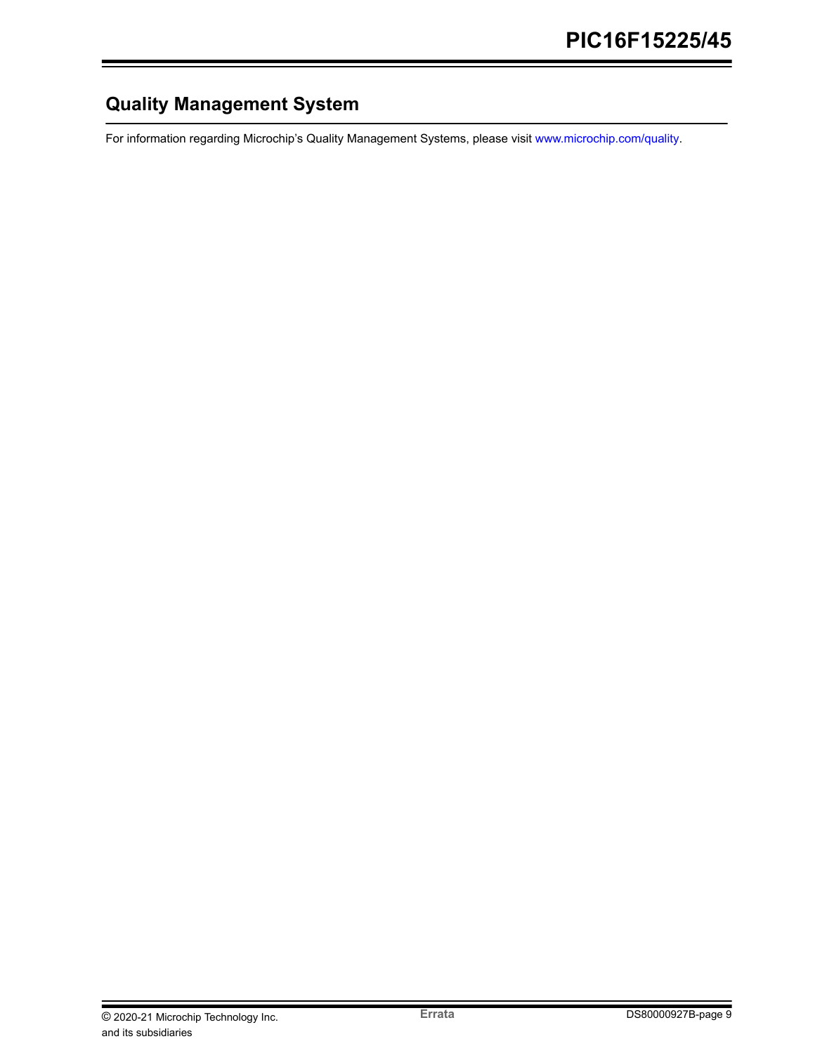## Quality Management System

For information regarding Microchip's Quality Management Systems, please visit www.microchip.com/quality.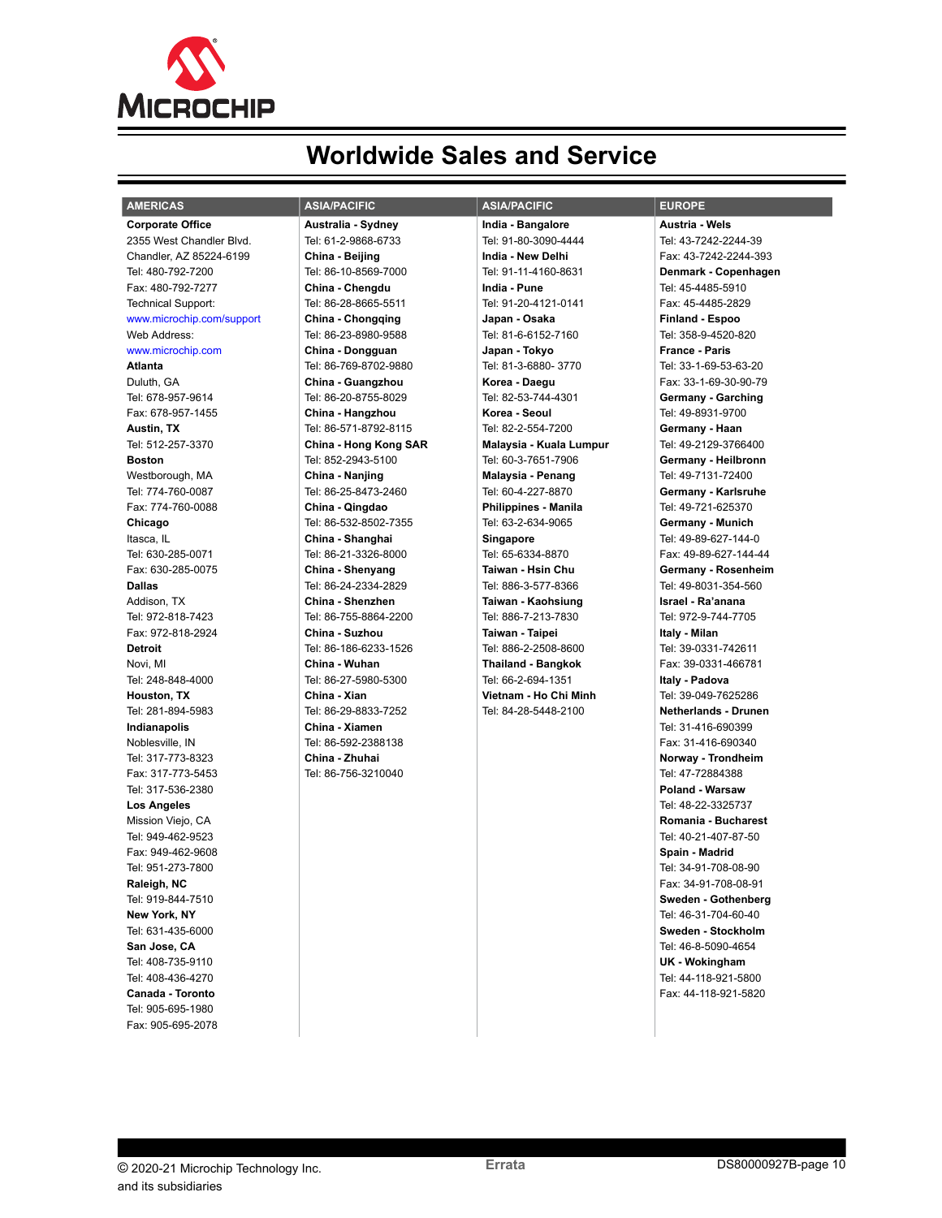# Worldwide Sales and Service

## AMERICAS

**Corporate Office**
2355 West Chandler Blvd.
Chandler, AZ 85224-6199
Tel: 480-792-7200
Fax: 480-792-7277
Technical Support:
www.microchip.com/support
Web Address:
www.microchip.com

**Atlanta**
Duluth, GA
Tel: 678-957-9614
Fax: 678-957-1455

**Austin, TX**
Tel: 512-257-3370

**Boston**
Westborough, MA
Tel: 774-760-0087
Fax: 774-760-0088

**Chicago**
Itasca, IL
Tel: 630-285-0071
Fax: 630-285-0075

**Dallas**
Addison, TX
Tel: 972-818-7423
Fax: 972-818-2924

**Detroit**
Novi, MI
Tel: 248-848-4000

**Houston, TX**
Tel: 281-894-5983

**Indianapolis**
Noblesville, IN
Tel: 317-773-8323
Fax: 317-773-5453
Tel: 317-536-2380

**Los Angeles**
Mission Viejo, CA
Tel: 949-462-9523
Fax: 949-462-9608
Tel: 951-273-7800

**Raleigh, NC**
Tel: 919-844-7510

**New York, NY**
Tel: 631-435-6000

**San Jose, CA**
Tel: 408-735-9110
Tel: 408-436-4270

**Canada - Toronto**
Tel: 905-695-1980
Fax: 905-695-2078

## ASIA/PACIFIC

**Australia - Sydney**
Tel: 61-2-9868-6733

**China - Beijing**
Tel: 86-10-8569-7000

**China - Chengdu**
Tel: 86-28-8665-5511

**China - Chongqing**
Tel: 86-23-8980-9588

**China - Dongguan**
Tel: 86-769-8702-9880

**China - Guangzhou**
Tel: 86-20-8755-8029

**China - Hangzhou**
Tel: 86-571-8792-8115

**China - Hong Kong SAR**
Tel: 852-2943-5100

**China - Nanjing**
Tel: 86-25-8473-2460

**China - Qingdao**
Tel: 86-532-8502-7355

**China - Shanghai**
Tel: 86-21-3326-8000

**China - Shenyang**
Tel: 86-24-2334-2829

**China - Shenzhen**
Tel: 86-755-8864-2200

**China - Suzhou**
Tel: 86-186-6233-1526

**China - Wuhan**
Tel: 86-27-5980-5300

**China - Xian**
Tel: 86-29-8833-7252

**China - Xiamen**
Tel: 86-592-2388138

**China - Zhuhai**
Tel: 86-756-3210040

## ASIA/PACIFIC

**India - Bangalore**
Tel: 91-80-3090-4444

**India - New Delhi**
Tel: 91-11-4160-8631

**India - Pune**
Tel: 91-20-4121-0141

**Japan - Osaka**
Tel: 81-6-6152-7160

**Japan - Tokyo**
Tel: 81-3-6880- 3770

**Korea - Daegu**
Tel: 82-53-744-4301

**Korea - Seoul**
Tel: 82-2-554-7200

**Malaysia - Kuala Lumpur**
Tel: 60-3-7651-7906

**Malaysia - Penang**
Tel: 60-4-227-8870

**Philippines - Manila**
Tel: 63-2-634-9065

**Singapore**
Tel: 65-6334-8870

**Taiwan - Hsin Chu**
Tel: 886-3-577-8366

**Taiwan - Kaohsiung**
Tel: 886-7-213-7830

**Taiwan - Taipei**
Tel: 886-2-2508-8600

**Thailand - Bangkok**
Tel: 66-2-694-1351

**Vietnam - Ho Chi Minh**
Tel: 84-28-5448-2100

## EUROPE

**Austria - Wels**
Tel: 43-7242-2244-39
Fax: 43-7242-2244-393

**Denmark - Copenhagen**
Tel: 45-4485-5910
Fax: 45-4485-2829

**Finland - Espoo**
Tel: 358-9-4520-820

**France - Paris**
Tel: 33-1-69-53-63-20
Fax: 33-1-69-30-90-79

**Germany - Garching**
Tel: 49-8931-9700

**Germany - Haan**
Tel: 49-2129-3766400

**Germany - Heilbronn**
Tel: 49-7131-72400

**Germany - Karlsruhe**
Tel: 49-721-625370

**Germany - Munich**
Tel: 49-89-627-144-0
Fax: 49-89-627-144-44

**Germany - Rosenheim**
Tel: 49-8031-354-560

**Israel - Ra'anana**
Tel: 972-9-744-7705

**Italy - Milan**
Tel: 39-0331-742611
Fax: 39-0331-466781

**Italy - Padova**
Tel: 39-049-7625286

**Netherlands - Drunen**
Tel: 31-416-690399
Fax: 31-416-690340

**Norway - Trondheim**
Tel: 47-72884388

**Poland - Warsaw**
Tel: 48-22-3325737

**Romania - Bucharest**
Tel: 40-21-407-87-50

**Spain - Madrid**
Tel: 34-91-708-08-90
Fax: 34-91-708-08-91

**Sweden - Gothenberg**
Tel: 46-31-704-60-40

**Sweden - Stockholm**
Tel: 46-8-5090-4654

**UK - Wokingham**
Tel: 44-118-921-5800
Fax: 44-118-921-5820